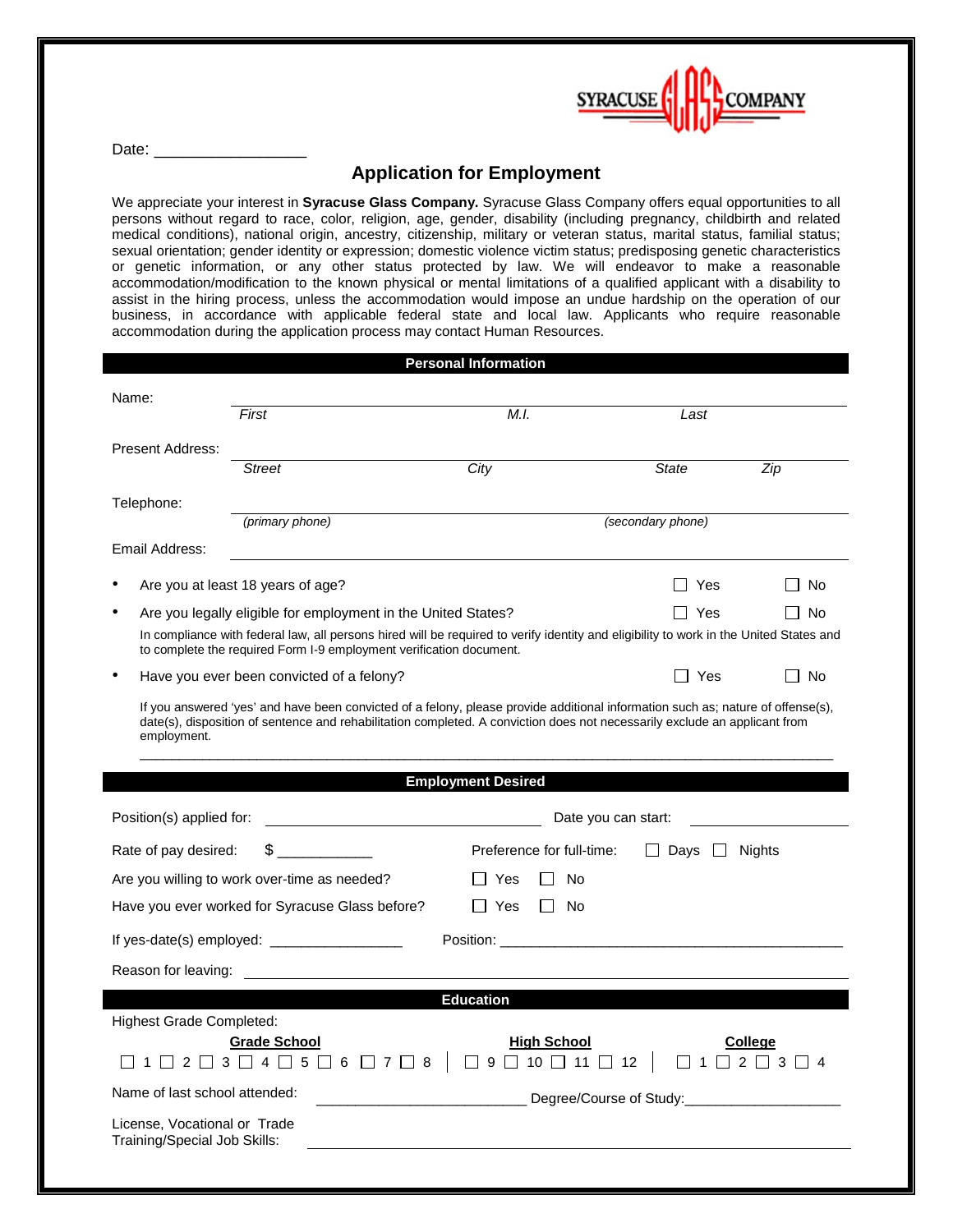SYRACUSE GLASS COMPANY

Date: _________________

# Application for Employment

We appreciate your interest in **Syracuse Glass Company.** Syracuse Glass Company offers equal opportunities to all persons without regard to race, color, religion, age, gender, disability (including pregnancy, childbirth and related medical conditions), national origin, ancestry, citizenship, military or veteran status, marital status, familial status; sexual orientation; gender identity or expression; domestic violence victim status; predisposing genetic characteristics or genetic information, or any other status protected by law. We will endeavor to make a reasonable accommodation/modification to the known physical or mental limitations of a qualified applicant with a disability to assist in the hiring process, unless the accommodation would impose an undue hardship on the operation of our business, in accordance with applicable federal state and local law. Applicants who require reasonable accommodation during the application process may contact Human Resources.

## Personal Information

Name: ______________________________________________
*First* *M.I.* *Last*

Present Address: ______________________________________________
*Street* *City* *State* *Zip*

Telephone: ______________________________________________
*(primary phone)* *(secondary phone)*

Email Address: ______________________________________________

- Are you at least 18 years of age? ☐ Yes ☐ No
- Are you legally eligible for employment in the United States? ☐ Yes ☐ No

  In compliance with federal law, all persons hired will be required to verify identity and eligibility to work in the United States and to complete the required Form I-9 employment verification document.
- Have you ever been convicted of a felony? ☐ Yes ☐ No

  If you answered 'yes' and have been convicted of a felony, please provide additional information such as; nature of offense(s), date(s), disposition of sentence and rehabilitation completed. A conviction does not necessarily exclude an applicant from employment.

  ______________________________________________

## Employment Desired

Position(s) applied for: ______________________ Date you can start: ______________

Rate of pay desired: $ ____________ Preference for full-time: ☐ Days ☐ Nights

Are you willing to work over-time as needed? ☐ Yes ☐ No

Have you ever worked for Syracuse Glass before? ☐ Yes ☐ No

If yes-date(s) employed: ________________ Position: ______________________________

Reason for leaving: ______________________________________________

## Education

Highest Grade Completed:

| Grade School | High School | College |
|---|---|---|
| ☐ 1 ☐ 2 ☐ 3 ☐ 4 ☐ 5 ☐ 6 ☐ 7 ☐ 8 | ☐ 9 ☐ 10 ☐ 11 ☐ 12 | ☐ 1 ☐ 2 ☐ 3 ☐ 4 |

Name of last school attended: __________________________ Degree/Course of Study: ____________________

License, Vocational or Trade Training/Special Job Skills: ______________________________________________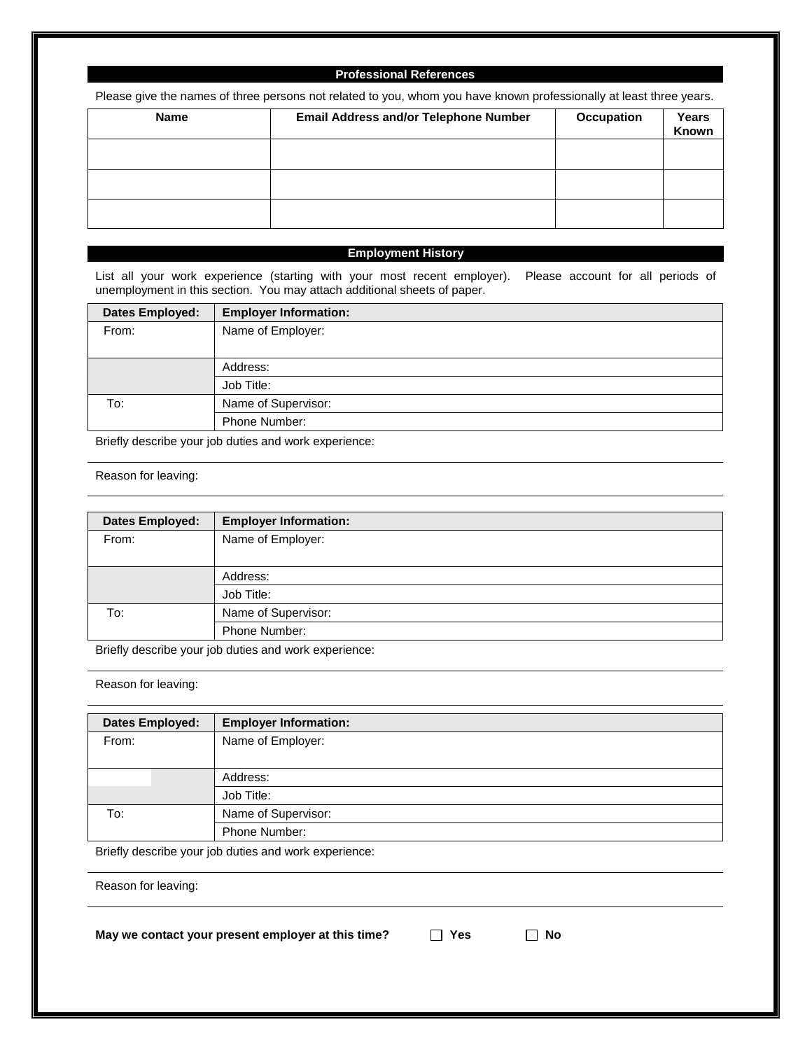## Professional References

Please give the names of three persons not related to you, whom you have known professionally at least three years.

| Name | Email Address and/or Telephone Number | Occupation | Years Known |
| --- | --- | --- | --- |
| | | | |
| | | | |
| | | | |

## Employment History

List all your work experience (starting with your most recent employer). Please account for all periods of unemployment in this section. You may attach additional sheets of paper.

| Dates Employed: | Employer Information: |
| --- | --- |
| From: | Name of Employer: |
| | Address: |
| | Job Title: |
| To: | Name of Supervisor: |
| | Phone Number: |

Briefly describe your job duties and work experience:

Reason for leaving:

| Dates Employed: | Employer Information: |
| --- | --- |
| From: | Name of Employer: |
| | Address: |
| | Job Title: |
| To: | Name of Supervisor: |
| | Phone Number: |

Briefly describe your job duties and work experience:

Reason for leaving:

| Dates Employed: | Employer Information: |
| --- | --- |
| From: | Name of Employer: |
| | Address: |
| | Job Title: |
| To: | Name of Supervisor: |
| | Phone Number: |

Briefly describe your job duties and work experience:

Reason for leaving:

**May we contact your present employer at this time?** ☐ **Yes** ☐ **No**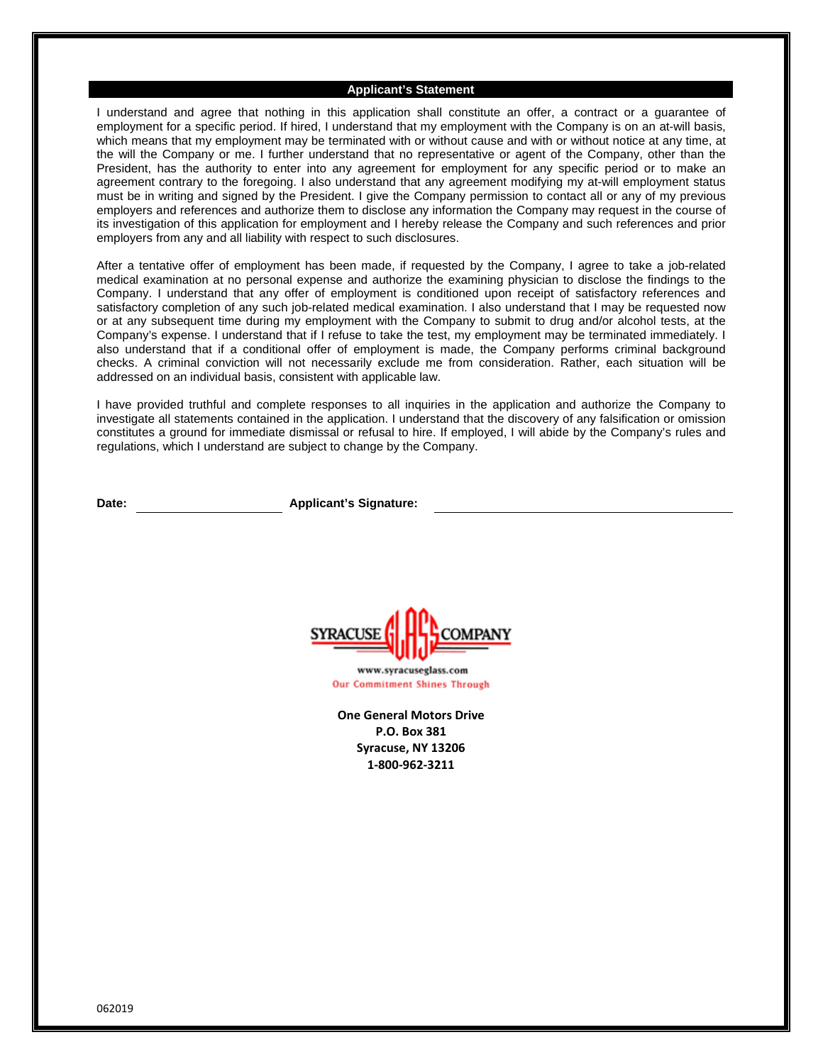## Applicant's Statement

I understand and agree that nothing in this application shall constitute an offer, a contract or a guarantee of employment for a specific period. If hired, I understand that my employment with the Company is on an at-will basis, which means that my employment may be terminated with or without cause and with or without notice at any time, at the will the Company or me. I further understand that no representative or agent of the Company, other than the President, has the authority to enter into any agreement for employment for any specific period or to make an agreement contrary to the foregoing. I also understand that any agreement modifying my at-will employment status must be in writing and signed by the President. I give the Company permission to contact all or any of my previous employers and references and authorize them to disclose any information the Company may request in the course of its investigation of this application for employment and I hereby release the Company and such references and prior employers from any and all liability with respect to such disclosures.

After a tentative offer of employment has been made, if requested by the Company, I agree to take a job-related medical examination at no personal expense and authorize the examining physician to disclose the findings to the Company. I understand that any offer of employment is conditioned upon receipt of satisfactory references and satisfactory completion of any such job-related medical examination. I also understand that I may be requested now or at any subsequent time during my employment with the Company to submit to drug and/or alcohol tests, at the Company's expense. I understand that if I refuse to take the test, my employment may be terminated immediately. I also understand that if a conditional offer of employment is made, the Company performs criminal background checks. A criminal conviction will not necessarily exclude me from consideration. Rather, each situation will be addressed on an individual basis, consistent with applicable law.

I have provided truthful and complete responses to all inquiries in the application and authorize the Company to investigate all statements contained in the application. I understand that the discovery of any falsification or omission constitutes a ground for immediate dismissal or refusal to hire. If employed, I will abide by the Company's rules and regulations, which I understand are subject to change by the Company.

**Date:** ____________________ **Applicant's Signature:** ________________________________________

SYRACUSE GLASS COMPANY

www.syracuseglass.com

Our Commitment Shines Through

**One General Motors Drive**
**P.O. Box 381**
**Syracuse, NY 13206**
**1-800-962-3211**

062019